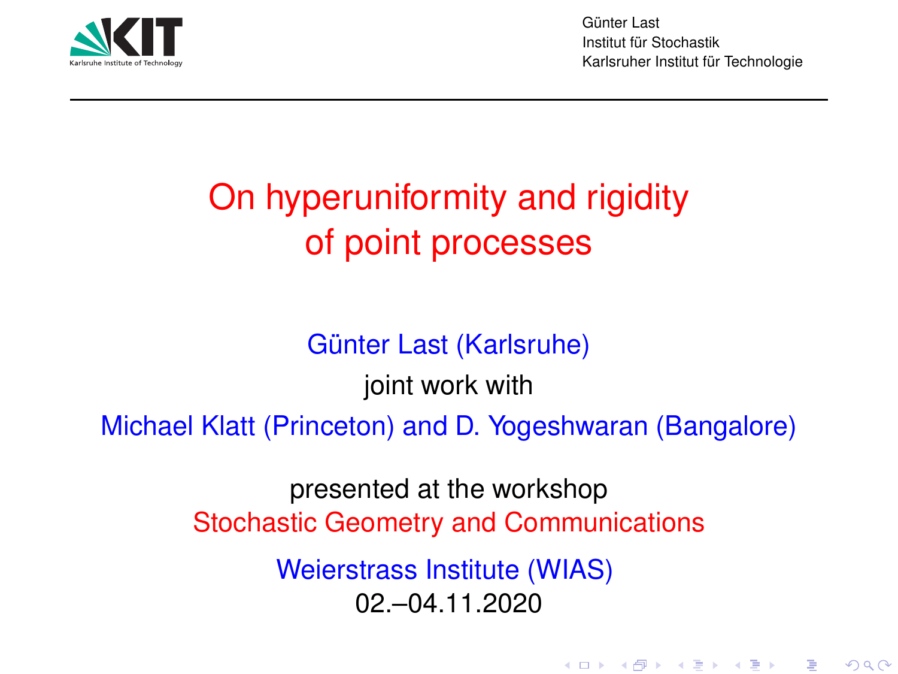Günter Last
Institut für Stochastik
Karlsruher Institut für Technologie

# On hyperuniformity and rigidity of point processes

Günter Last (Karlsruhe)

joint work with

Michael Klatt (Princeton) and D. Yogeshwaran (Bangalore)

presented at the workshop

Stochastic Geometry and Communications

Weierstrass Institute (WIAS)

02.–04.11.2020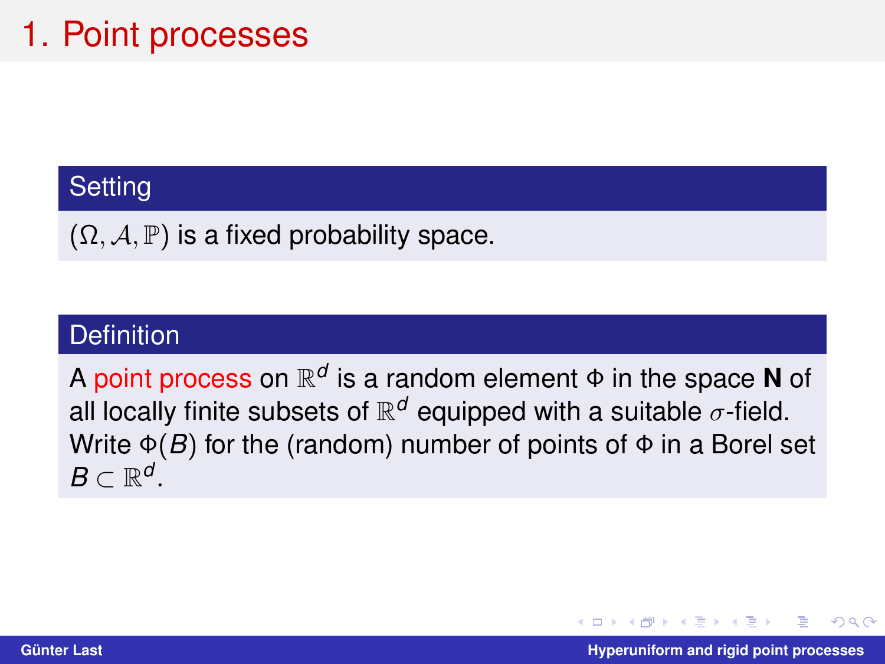# 1. Point processes

### Setting

$(\Omega, \mathcal{A}, \mathbb{P})$ is a fixed probability space.

### Definition

A point process on $\mathbb{R}^d$ is a random element $\Phi$ in the space **N** of all locally finite subsets of $\mathbb{R}^d$ equipped with a suitable $\sigma$-field. Write $\Phi(B)$ for the (random) number of points of $\Phi$ in a Borel set $B \subset \mathbb{R}^d$.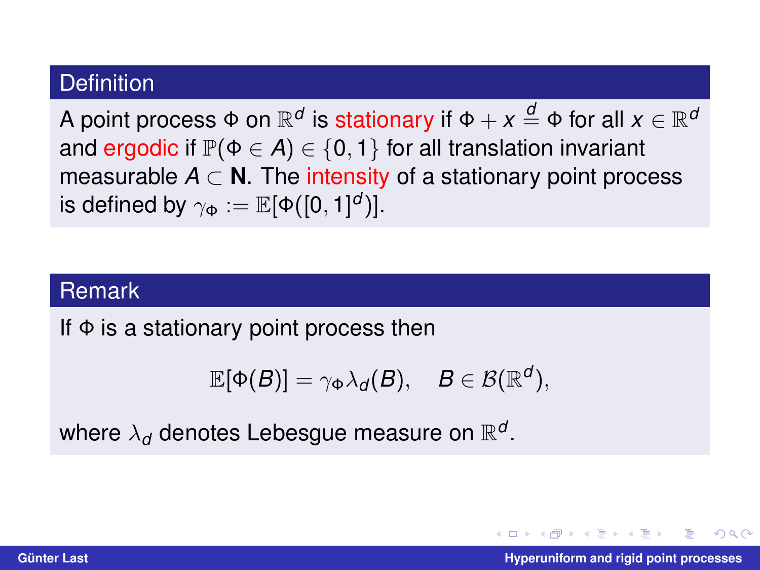### Definition

A point process $\Phi$ on $\mathbb{R}^d$ is stationary if $\Phi + x \overset{d}{=} \Phi$ for all $x \in \mathbb{R}^d$ and ergodic if $\mathbb{P}(\Phi \in A) \in \{0, 1\}$ for all translation invariant measurable $A \subset \mathbf{N}$. The intensity of a stationary point process is defined by $\gamma_\Phi := \mathbb{E}[\Phi([0,1]^d)]$.

### Remark

If $\Phi$ is a stationary point process then

$$\mathbb{E}[\Phi(B)] = \gamma_\Phi \lambda_d(B), \quad B \in \mathcal{B}(\mathbb{R}^d),$$

where $\lambda_d$ denotes Lebesgue measure on $\mathbb{R}^d$.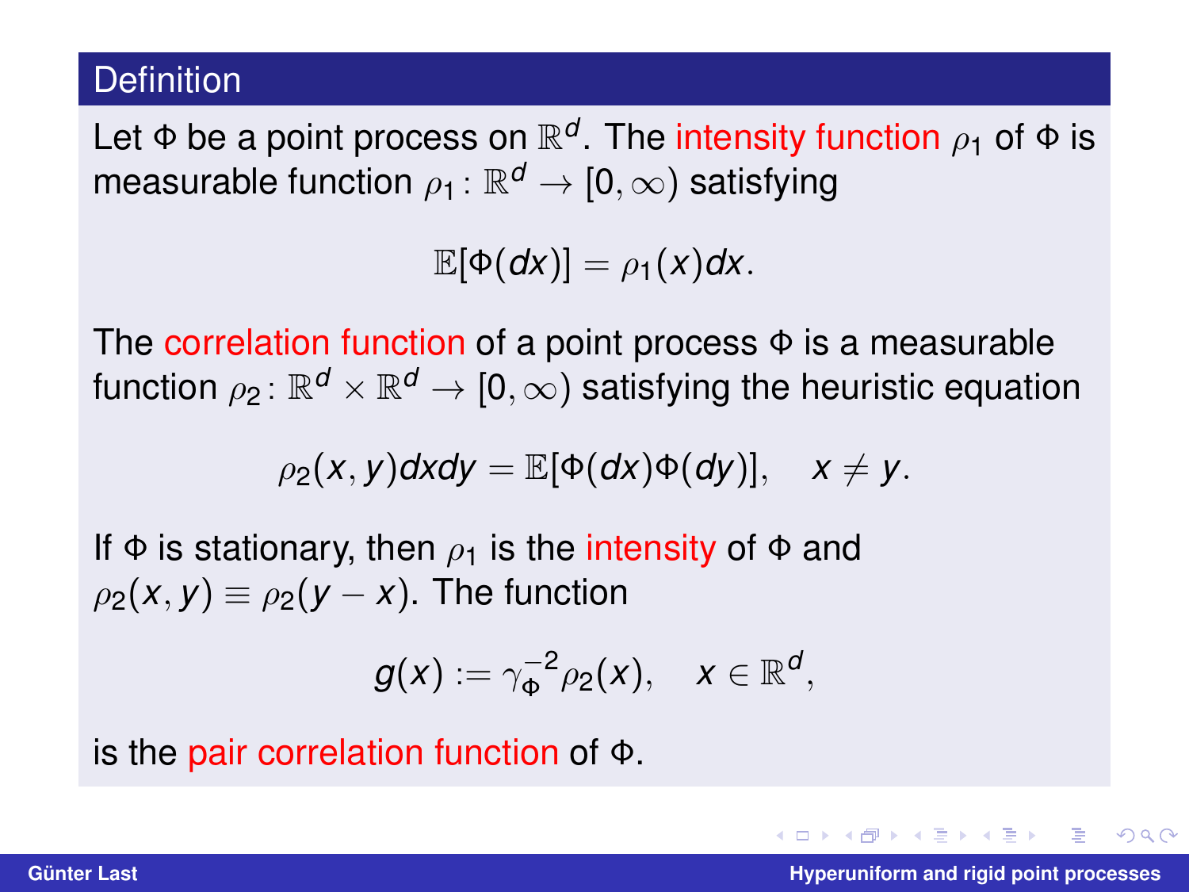## Definition

Let $\Phi$ be a point process on $\mathbb{R}^d$. The intensity function $\rho_1$ of $\Phi$ is measurable function $\rho_1 \colon \mathbb{R}^d \to [0, \infty)$ satisfying

$$\mathbb{E}[\Phi(dx)] = \rho_1(x)dx.$$

The correlation function of a point process $\Phi$ is a measurable function $\rho_2 \colon \mathbb{R}^d \times \mathbb{R}^d \to [0, \infty)$ satisfying the heuristic equation

$$\rho_2(x, y)dxdy = \mathbb{E}[\Phi(dx)\Phi(dy)], \quad x \neq y.$$

If $\Phi$ is stationary, then $\rho_1$ is the intensity of $\Phi$ and $\rho_2(x, y) \equiv \rho_2(y - x)$. The function

$$g(x) := \gamma_\Phi^{-2}\rho_2(x), \quad x \in \mathbb{R}^d,$$

is the pair correlation function of $\Phi$.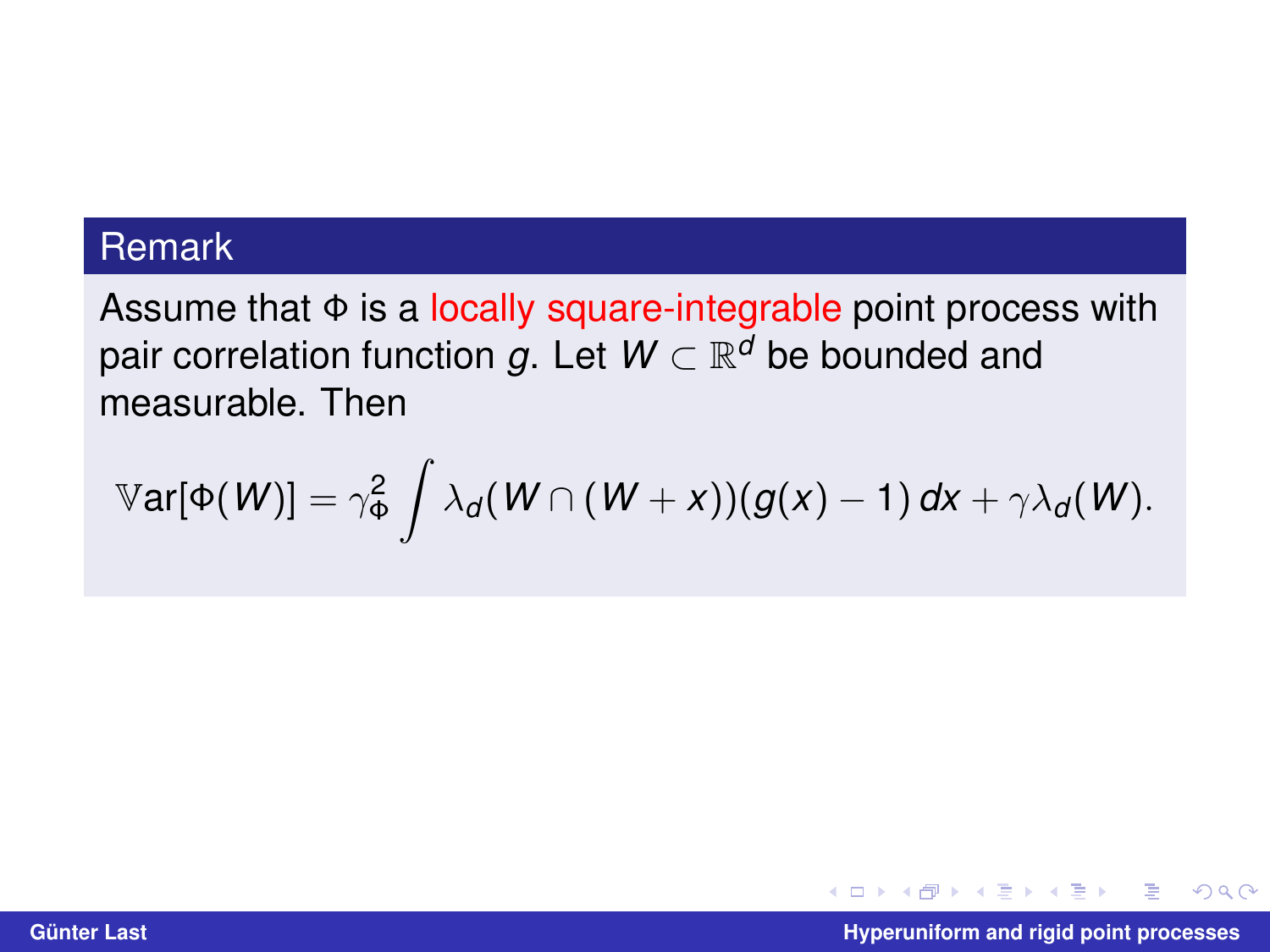**Remark**

Assume that $\Phi$ is a locally square-integrable point process with pair correlation function $g$. Let $W \subset \mathbb{R}^d$ be bounded and measurable. Then

$$\mathbb{V}\mathrm{ar}[\Phi(W)] = \gamma_\Phi^2 \int \lambda_d(W \cap (W + x))(g(x) - 1)\, dx + \gamma \lambda_d(W).$$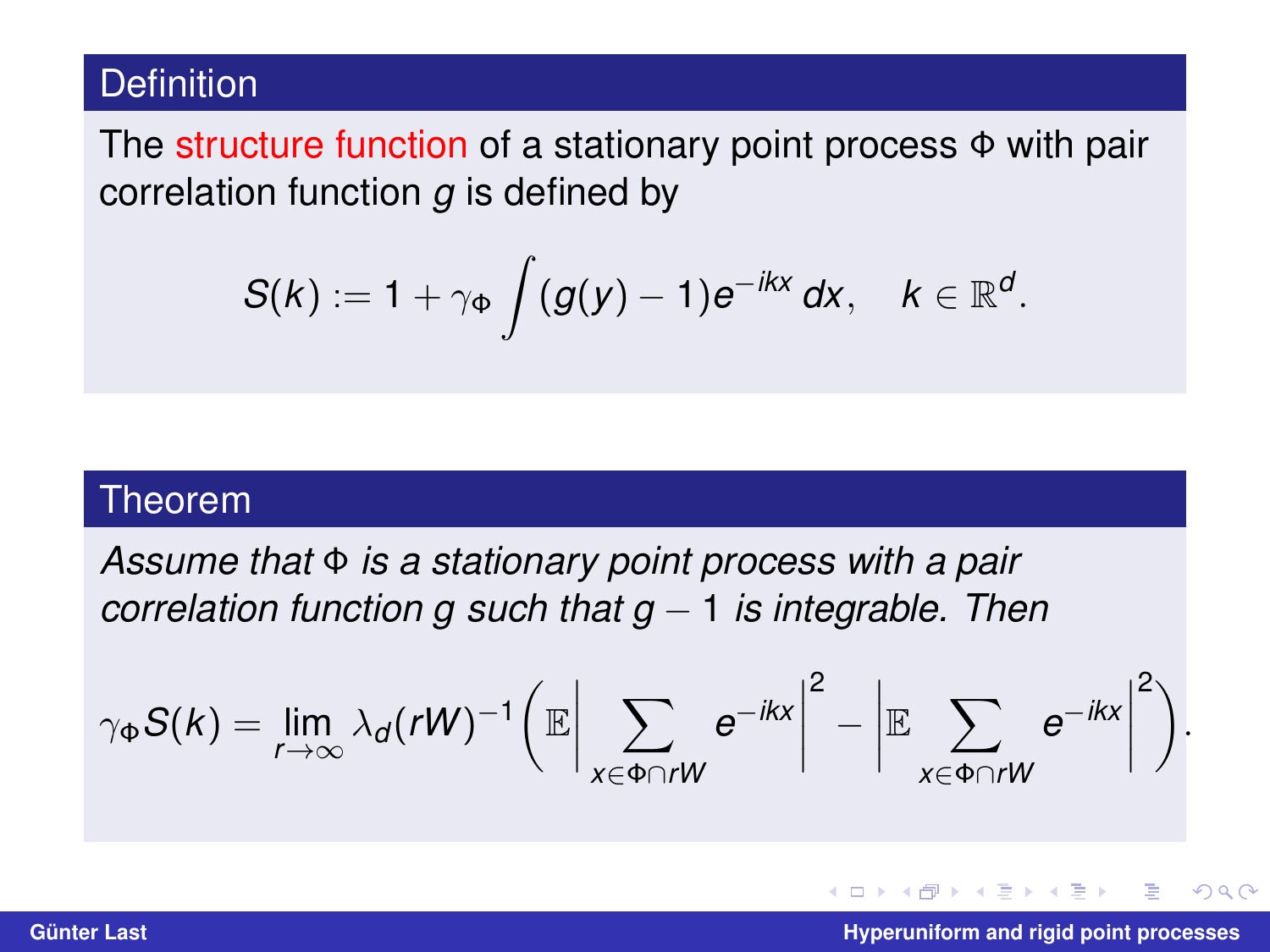**Definition**

The structure function of a stationary point process $\Phi$ with pair correlation function $g$ is defined by

$$S(k) := 1 + \gamma_\Phi \int (g(y) - 1) e^{-ikx}\, dx, \quad k \in \mathbb{R}^d.$$

**Theorem**

*Assume that $\Phi$ is a stationary point process with a pair correlation function $g$ such that $g - 1$ is integrable. Then*

$$\gamma_\Phi S(k) = \lim_{r \to \infty} \lambda_d(rW)^{-1} \left( \mathbb{E} \Big| \sum_{x \in \Phi \cap rW} e^{-ikx} \Big|^2 - \Big| \mathbb{E} \sum_{x \in \Phi \cap rW} e^{-ikx} \Big|^2 \right).$$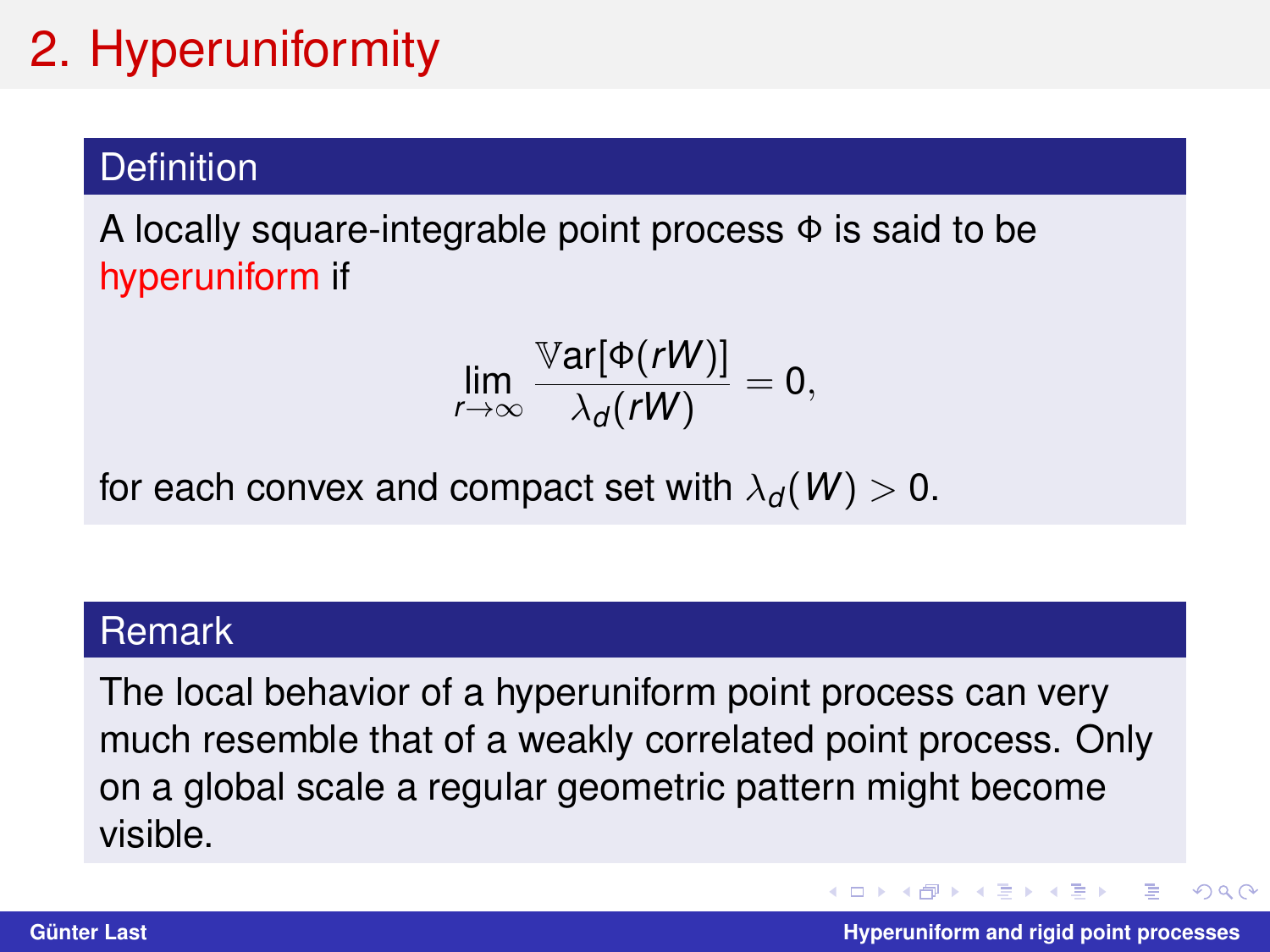# 2. Hyperuniformity

### Definition

A locally square-integrable point process $\Phi$ is said to be hyperuniform if

$$\lim_{r \to \infty} \frac{\mathbb{V}\text{ar}[\Phi(rW)]}{\lambda_d(rW)} = 0,$$

for each convex and compact set with $\lambda_d(W) > 0$.

### Remark

The local behavior of a hyperuniform point process can very much resemble that of a weakly correlated point process. Only on a global scale a regular geometric pattern might become visible.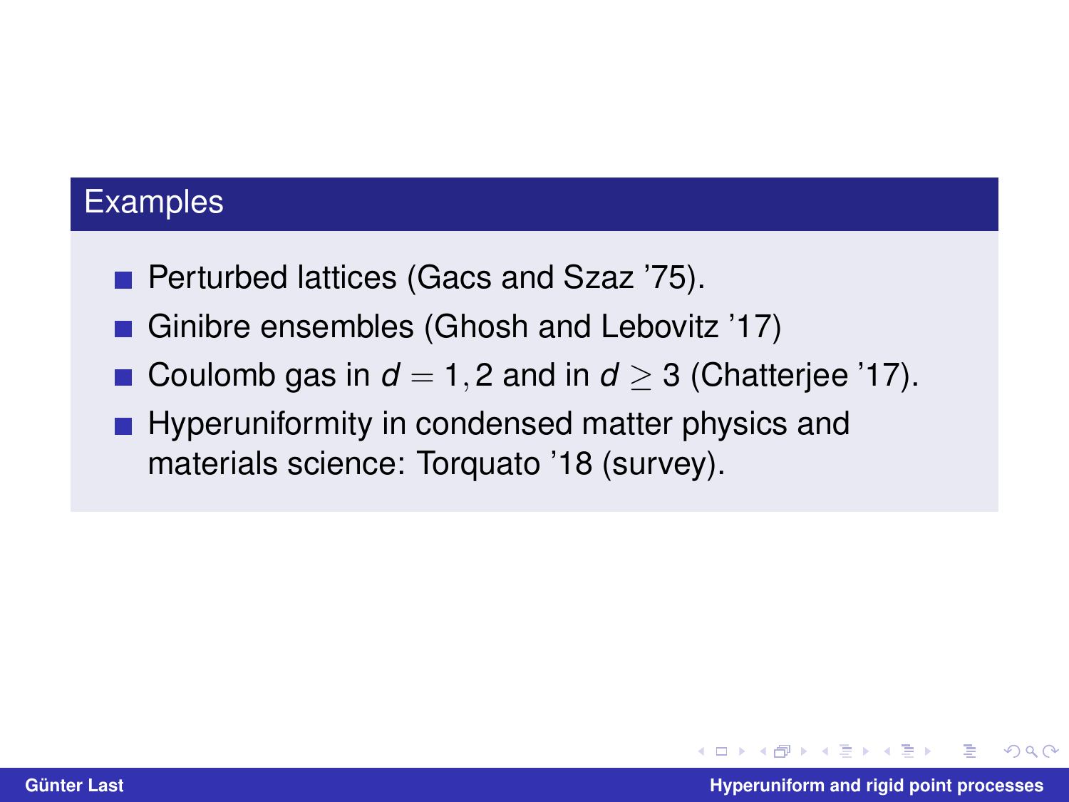## Examples

- Perturbed lattices (Gacs and Szaz ’75).
- Ginibre ensembles (Ghosh and Lebovitz ’17)
- Coulomb gas in $d = 1, 2$ and in $d \geq 3$ (Chatterjee ’17).
- Hyperuniformity in condensed matter physics and materials science: Torquato ’18 (survey).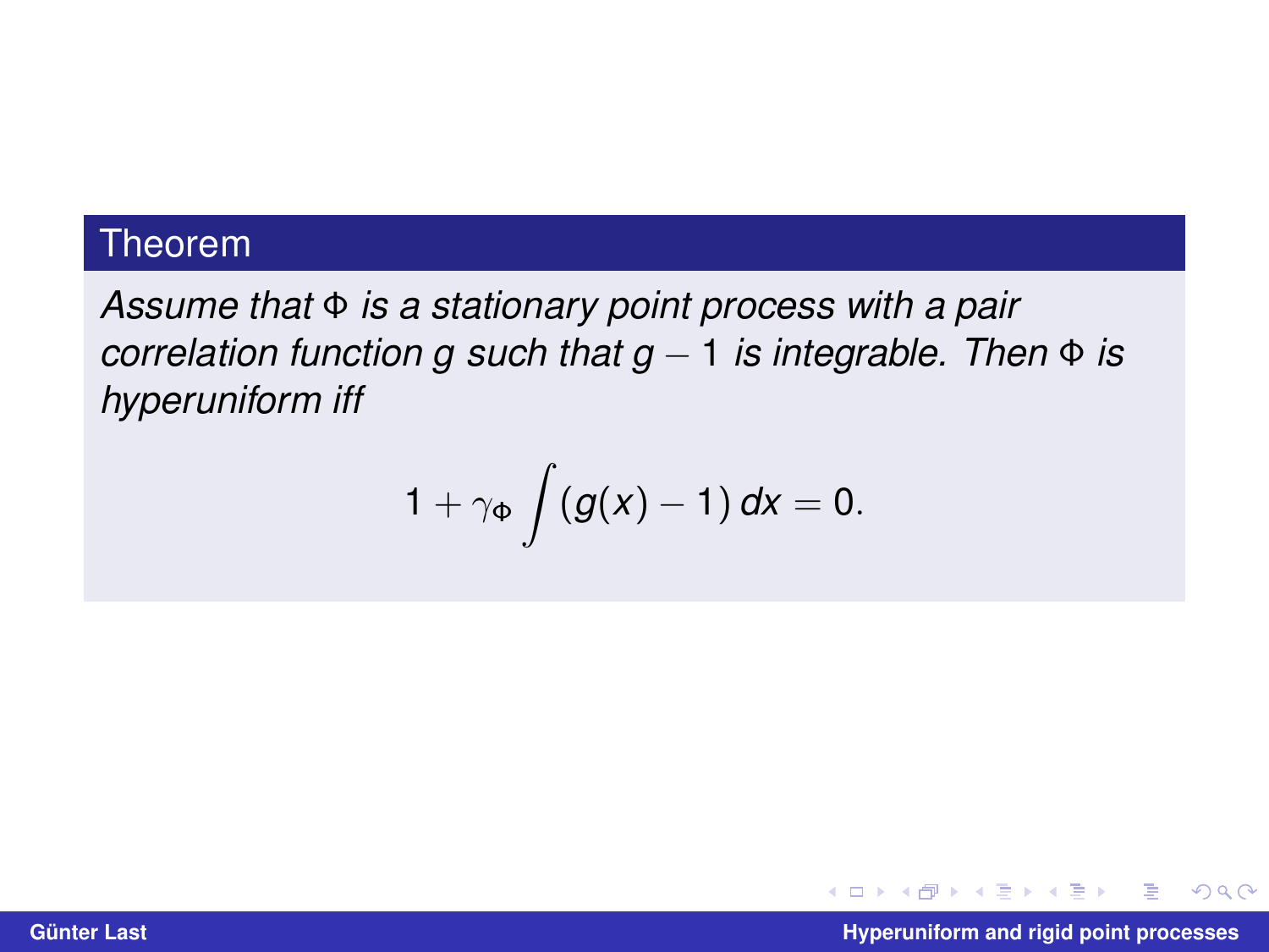**Theorem**

*Assume that $\Phi$ is a stationary point process with a pair correlation function $g$ such that $g - 1$ is integrable. Then $\Phi$ is hyperuniform iff*

$$1 + \gamma_\Phi \int (g(x) - 1)\, dx = 0.$$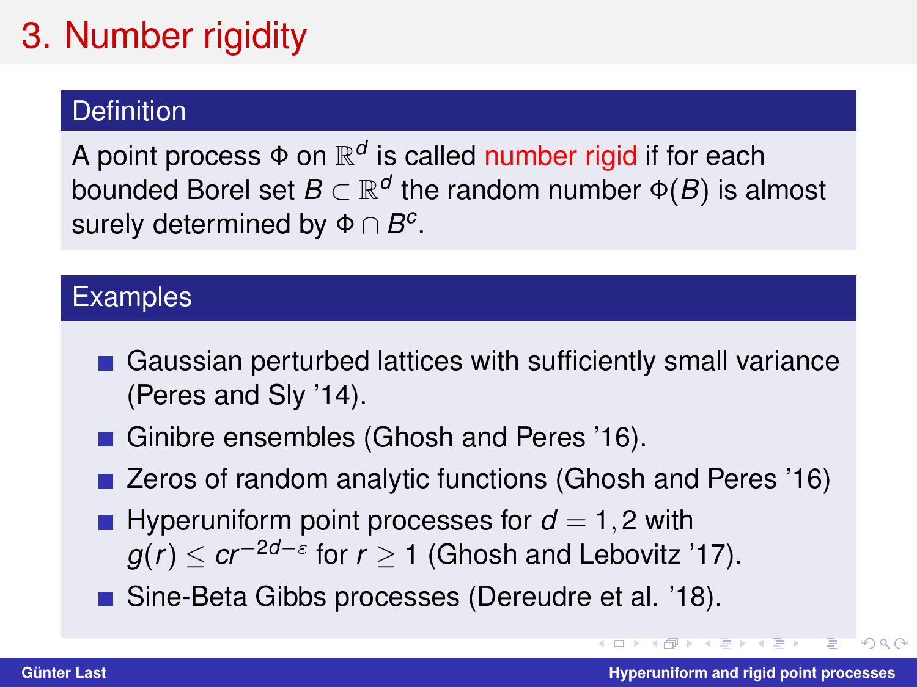# 3. Number rigidity

## Definition

A point process $\Phi$ on $\mathbb{R}^d$ is called number rigid if for each bounded Borel set $B \subset \mathbb{R}^d$ the random number $\Phi(B)$ is almost surely determined by $\Phi \cap B^c$.

## Examples

- Gaussian perturbed lattices with sufficiently small variance (Peres and Sly '14).
- Ginibre ensembles (Ghosh and Peres '16).
- Zeros of random analytic functions (Ghosh and Peres '16)
- Hyperuniform point processes for $d = 1, 2$ with $g(r) \leq cr^{-2d-\varepsilon}$ for $r \geq 1$ (Ghosh and Lebovitz '17).
- Sine-Beta Gibbs processes (Dereudre et al. '18).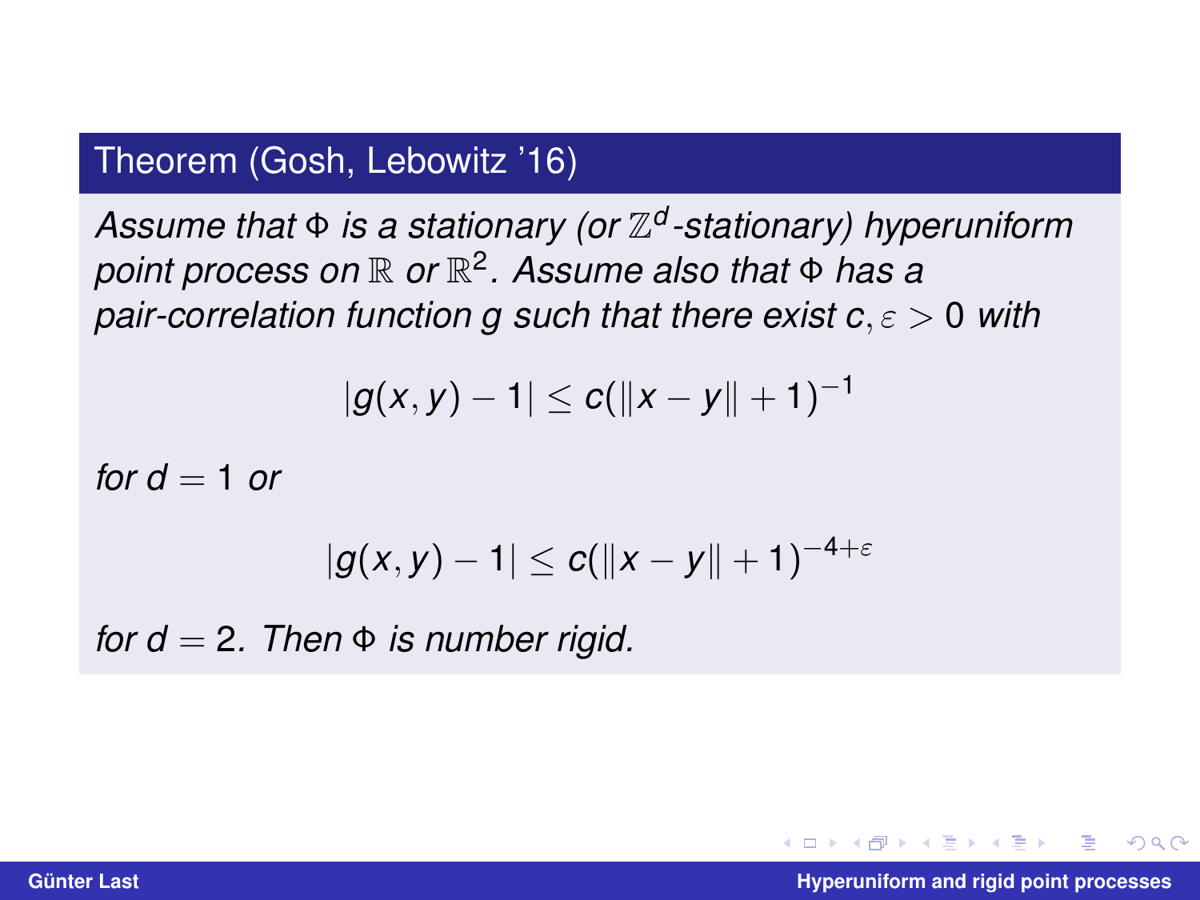**Theorem (Gosh, Lebowitz '16)**

*Assume that $\Phi$ is a stationary (or $\mathbb{Z}^d$-stationary) hyperuniform point process on $\mathbb{R}$ or $\mathbb{R}^2$. Assume also that $\Phi$ has a pair-correlation function $g$ such that there exist $c, \varepsilon > 0$ with*

$$|g(x, y) - 1| \leq c(\|x - y\| + 1)^{-1}$$

*for $d = 1$ or*

$$|g(x, y) - 1| \leq c(\|x - y\| + 1)^{-4+\varepsilon}$$

*for $d = 2$. Then $\Phi$ is number rigid.*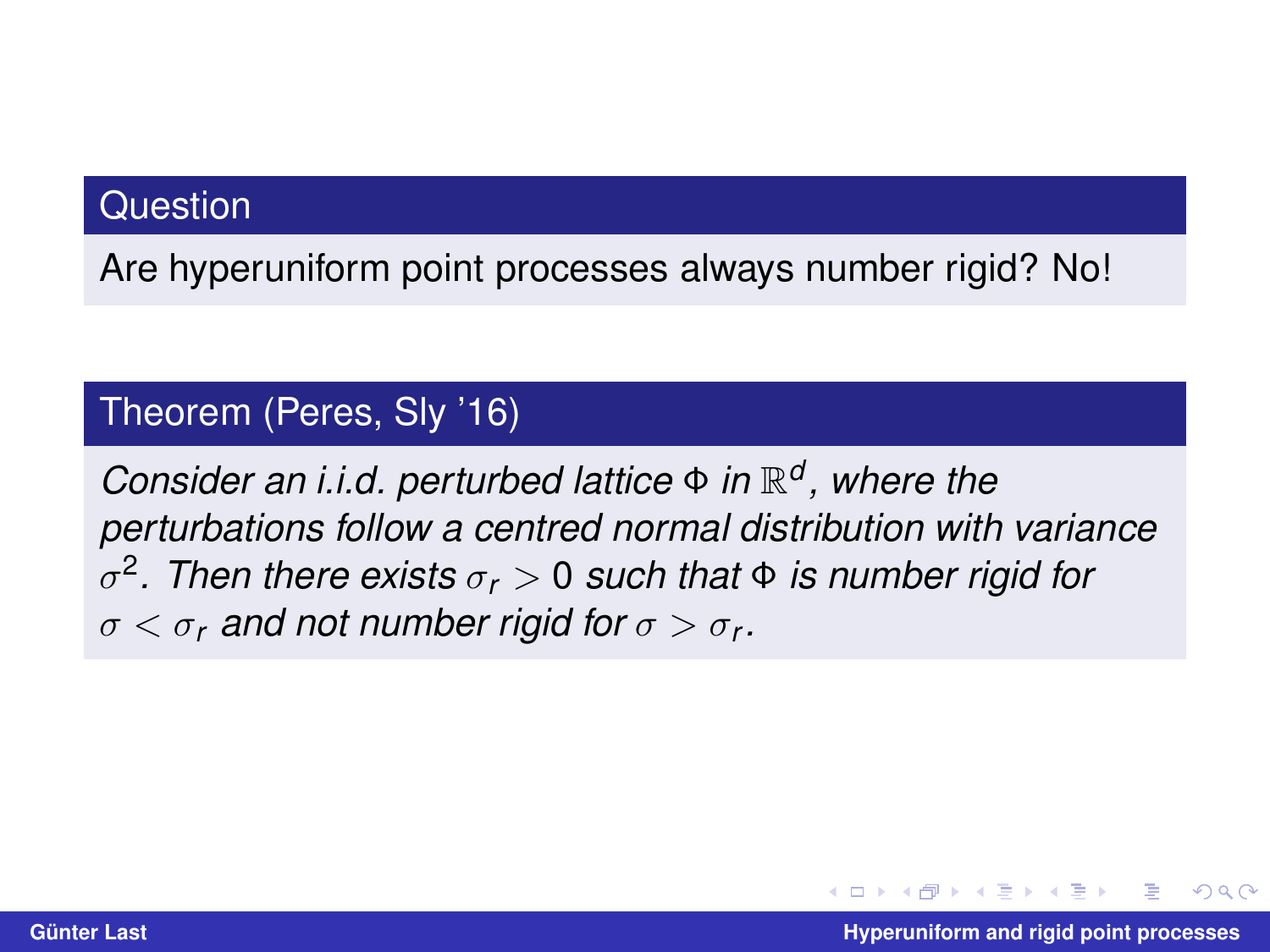**Question**

Are hyperuniform point processes always number rigid? No!

**Theorem (Peres, Sly ’16)**

*Consider an i.i.d. perturbed lattice $\Phi$ in $\mathbb{R}^d$, where the perturbations follow a centred normal distribution with variance $\sigma^2$. Then there exists $\sigma_r > 0$ such that $\Phi$ is number rigid for $\sigma < \sigma_r$ and not number rigid for $\sigma > \sigma_r$.*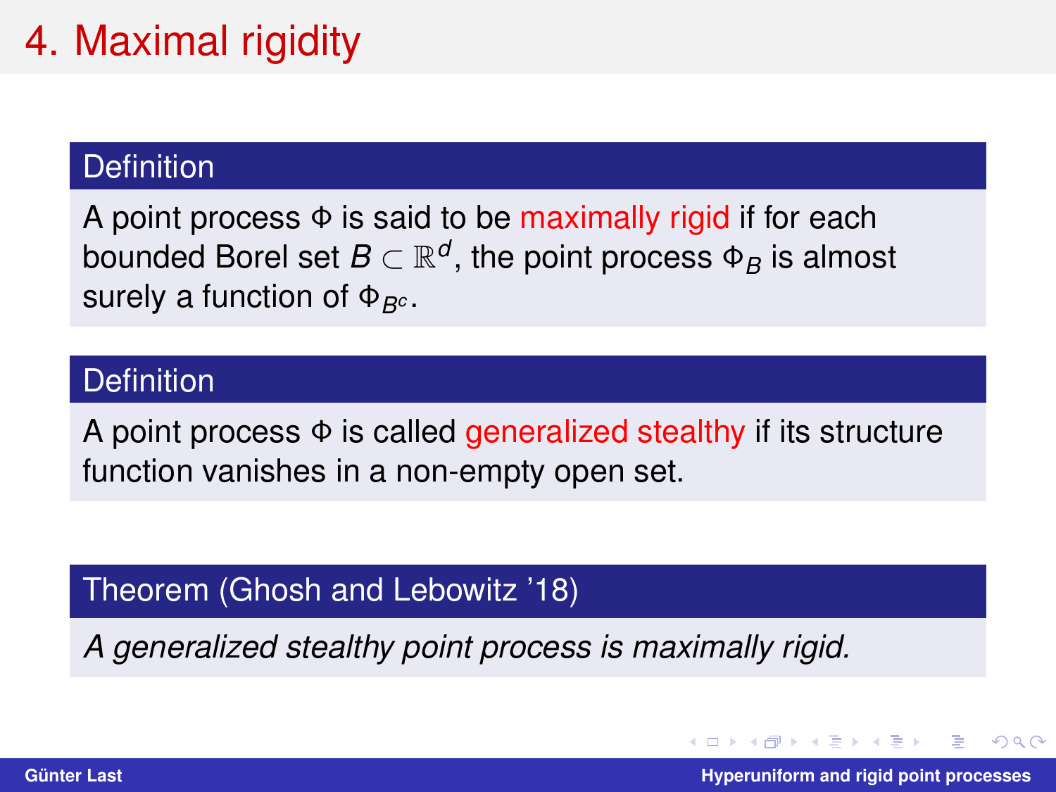# 4. Maximal rigidity

**Definition**

A point process $\Phi$ is said to be maximally rigid if for each bounded Borel set $B \subset \mathbb{R}^d$, the point process $\Phi_B$ is almost surely a function of $\Phi_{B^c}$.

**Definition**

A point process $\Phi$ is called generalized stealthy if its structure function vanishes in a non-empty open set.

**Theorem (Ghosh and Lebowitz '18)**

*A generalized stealthy point process is maximally rigid.*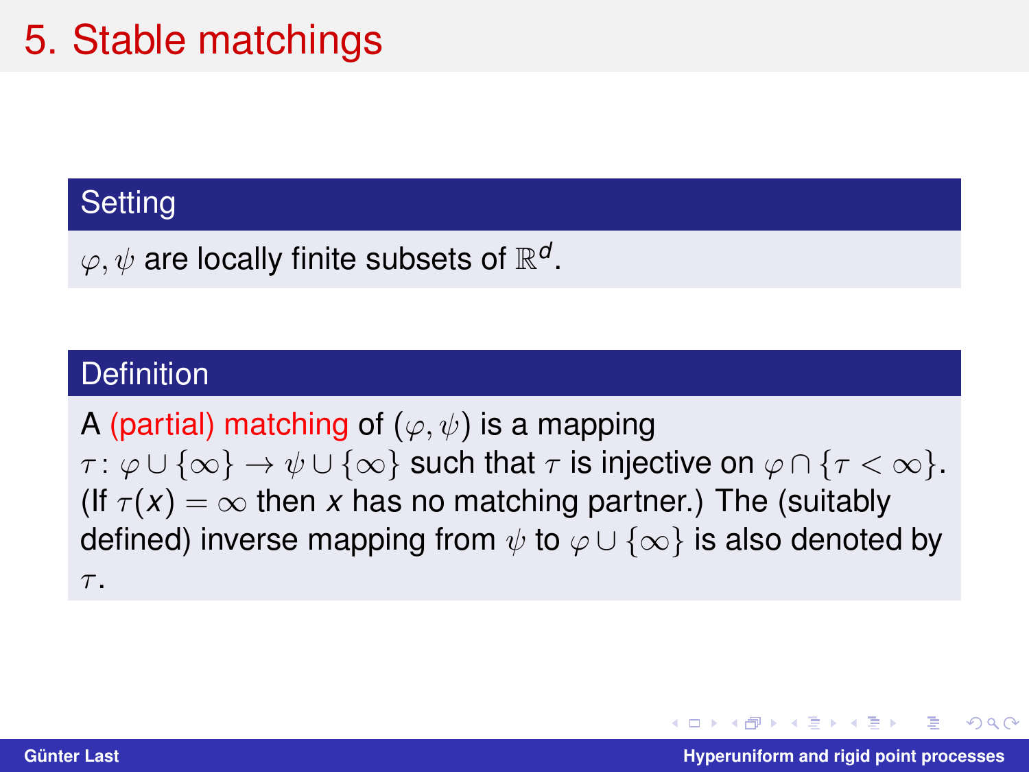# 5. Stable matchings

**Setting**

$\varphi, \psi$ are locally finite subsets of $\mathbb{R}^d$.

**Definition**

A (partial) matching of $(\varphi, \psi)$ is a mapping $\tau \colon \varphi \cup \{\infty\} \to \psi \cup \{\infty\}$ such that $\tau$ is injective on $\varphi \cap \{\tau < \infty\}$. (If $\tau(x) = \infty$ then $x$ has no matching partner.) The (suitably defined) inverse mapping from $\psi$ to $\varphi \cup \{\infty\}$ is also denoted by $\tau$.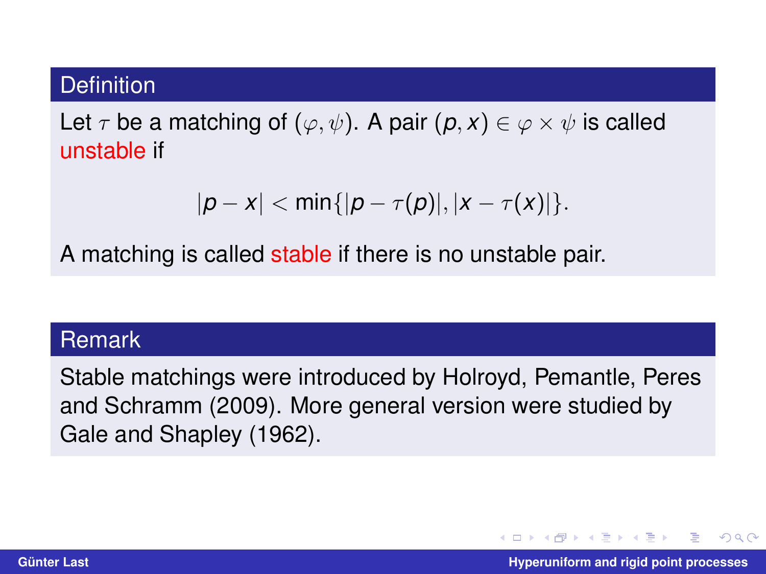### Definition

Let $\tau$ be a matching of $(\varphi, \psi)$. A pair $(p, x) \in \varphi \times \psi$ is called unstable if

$$|p - x| < \min\{|p - \tau(p)|, |x - \tau(x)|\}.$$

A matching is called stable if there is no unstable pair.

### Remark

Stable matchings were introduced by Holroyd, Pemantle, Peres and Schramm (2009). More general version were studied by Gale and Shapley (1962).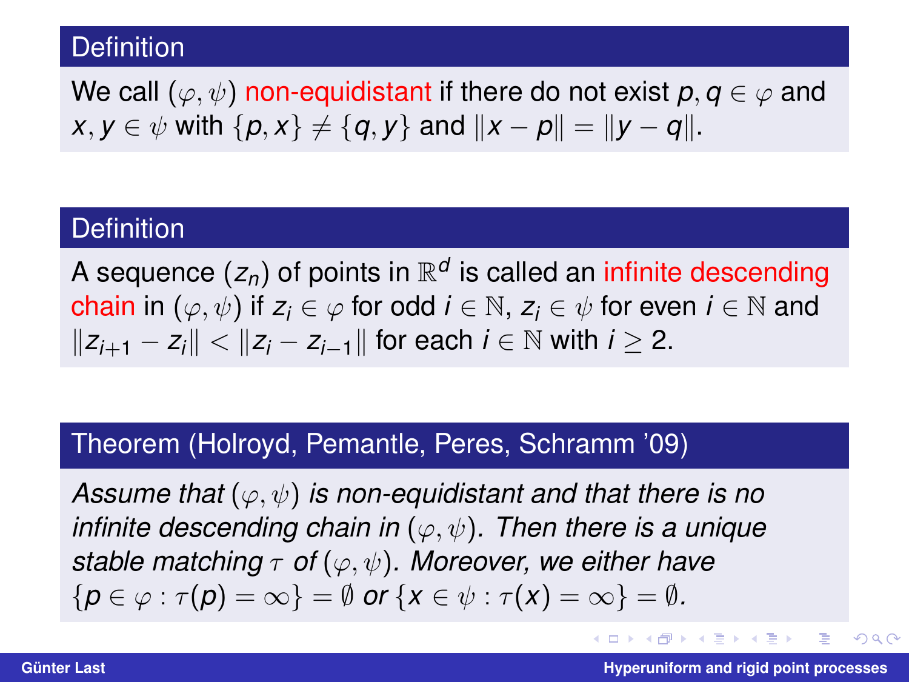**Definition**

We call $(\varphi, \psi)$ non-equidistant if there do not exist $p, q \in \varphi$ and $x, y \in \psi$ with $\{p, x\} \neq \{q, y\}$ and $\|x - p\| = \|y - q\|$.

**Definition**

A sequence $(z_n)$ of points in $\mathbb{R}^d$ is called an infinite descending chain in $(\varphi, \psi)$ if $z_i \in \varphi$ for odd $i \in \mathbb{N}$, $z_i \in \psi$ for even $i \in \mathbb{N}$ and $\|z_{i+1} - z_i\| < \|z_i - z_{i-1}\|$ for each $i \in \mathbb{N}$ with $i \geq 2$.

**Theorem (Holroyd, Pemantle, Peres, Schramm '09)**

*Assume that $(\varphi, \psi)$ is non-equidistant and that there is no infinite descending chain in $(\varphi, \psi)$. Then there is a unique stable matching $\tau$ of $(\varphi, \psi)$. Moreover, we either have $\{p \in \varphi : \tau(p) = \infty\} = \emptyset$ or $\{x \in \psi : \tau(x) = \infty\} = \emptyset$.*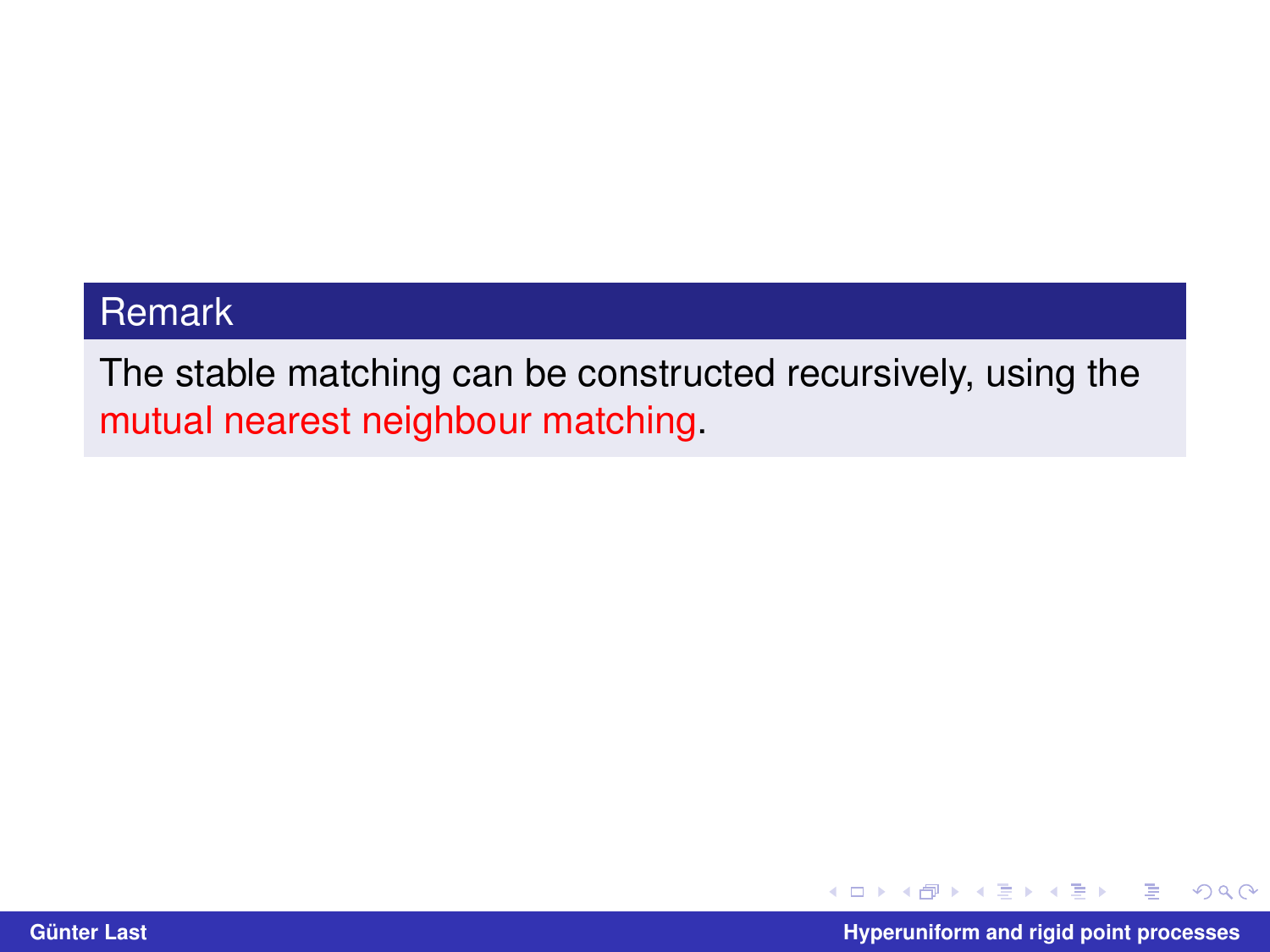**Remark**

The stable matching can be constructed recursively, using the mutual nearest neighbour matching.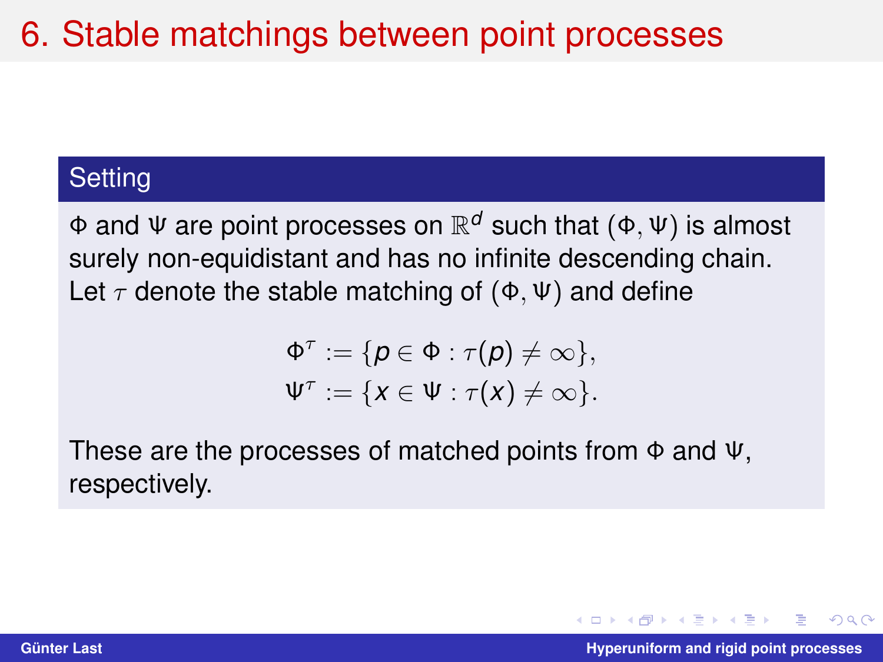# 6. Stable matchings between point processes

### Setting

$\Phi$ and $\Psi$ are point processes on $\mathbb{R}^d$ such that $(\Phi, \Psi)$ is almost surely non-equidistant and has no infinite descending chain. Let $\tau$ denote the stable matching of $(\Phi, \Psi)$ and define

$$\Phi^\tau := \{p \in \Phi : \tau(p) \neq \infty\},$$
$$\Psi^\tau := \{x \in \Psi : \tau(x) \neq \infty\}.$$

These are the processes of matched points from $\Phi$ and $\Psi$, respectively.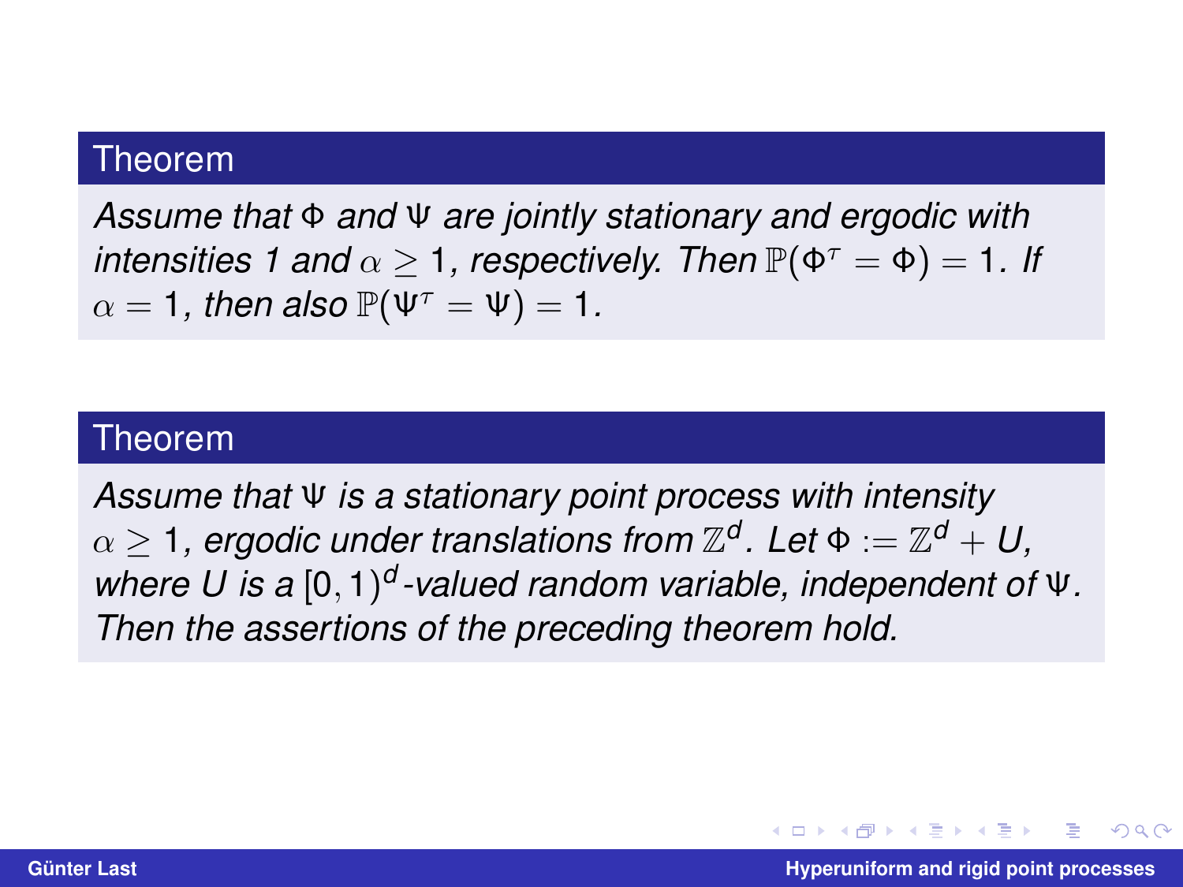**Theorem**

*Assume that $\Phi$ and $\Psi$ are jointly stationary and ergodic with intensities 1 and $\alpha \geq 1$, respectively. Then $\mathbb{P}(\Phi^\tau = \Phi) = 1$. If $\alpha = 1$, then also $\mathbb{P}(\Psi^\tau = \Psi) = 1$.*

**Theorem**

*Assume that $\Psi$ is a stationary point process with intensity $\alpha \geq 1$, ergodic under translations from $\mathbb{Z}^d$. Let $\Phi := \mathbb{Z}^d + U$, where $U$ is a $[0,1)^d$-valued random variable, independent of $\Psi$. Then the assertions of the preceding theorem hold.*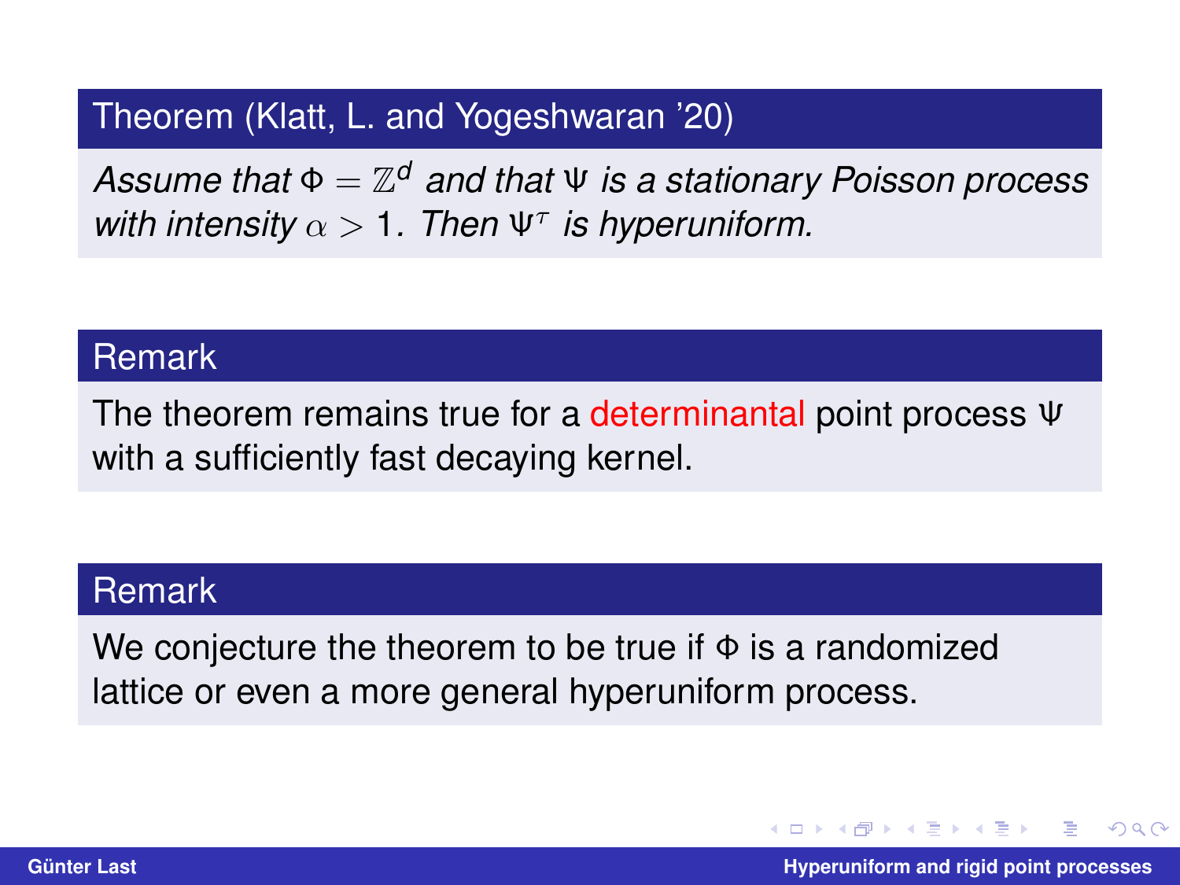**Theorem (Klatt, L. and Yogeshwaran '20)**

*Assume that $\Phi = \mathbb{Z}^d$ and that $\Psi$ is a stationary Poisson process with intensity $\alpha > 1$. Then $\Psi^\tau$ is hyperuniform.*

**Remark**

The theorem remains true for a determinantal point process $\Psi$ with a sufficiently fast decaying kernel.

**Remark**

We conjecture the theorem to be true if $\Phi$ is a randomized lattice or even a more general hyperuniform process.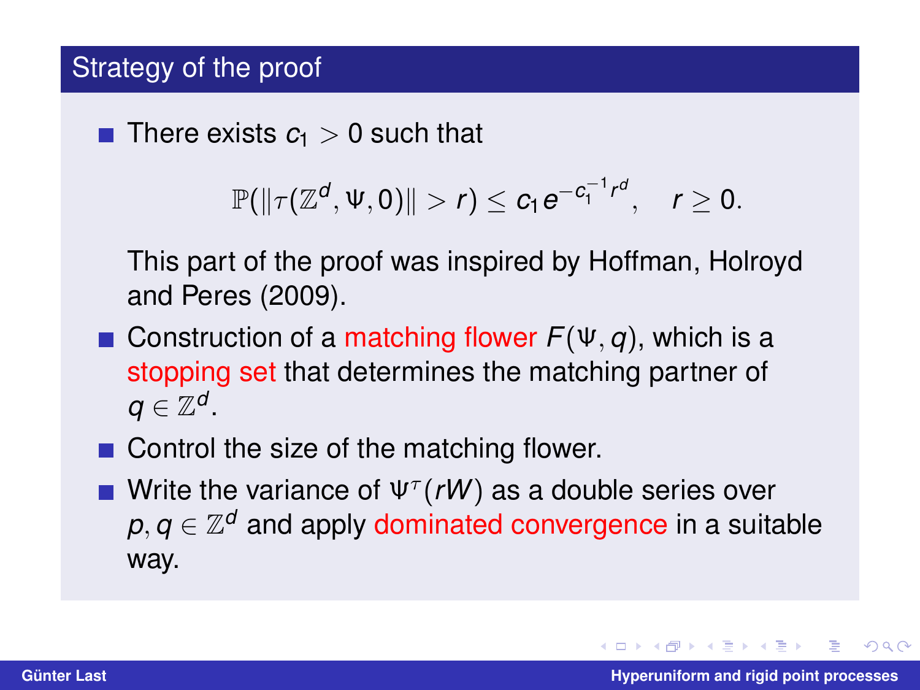## Strategy of the proof

- There exists $c_1 > 0$ such that

$$\mathbb{P}(\|\tau(\mathbb{Z}^d, \Psi, 0)\| > r) \leq c_1 e^{-c_1^{-1} r^d}, \quad r \geq 0.$$

  This part of the proof was inspired by Hoffman, Holroyd and Peres (2009).

- Construction of a matching flower $F(\Psi, q)$, which is a stopping set that determines the matching partner of $q \in \mathbb{Z}^d$.
- Control the size of the matching flower.
- Write the variance of $\Psi^\tau(rW)$ as a double series over $p, q \in \mathbb{Z}^d$ and apply dominated convergence in a suitable way.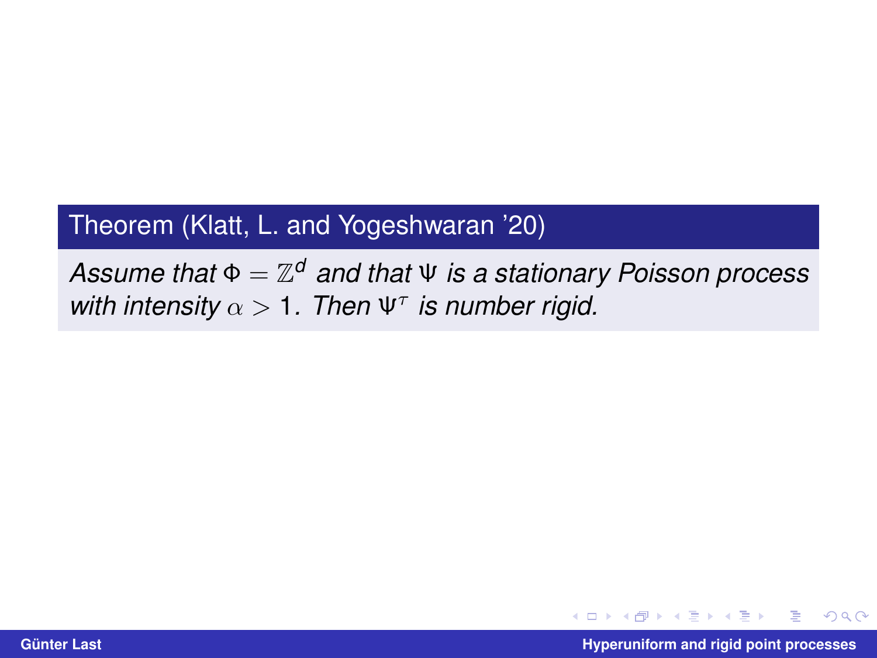**Theorem (Klatt, L. and Yogeshwaran '20)**

*Assume that $\Phi = \mathbb{Z}^d$ and that $\Psi$ is a stationary Poisson process with intensity $\alpha > 1$. Then $\Psi^\tau$ is number rigid.*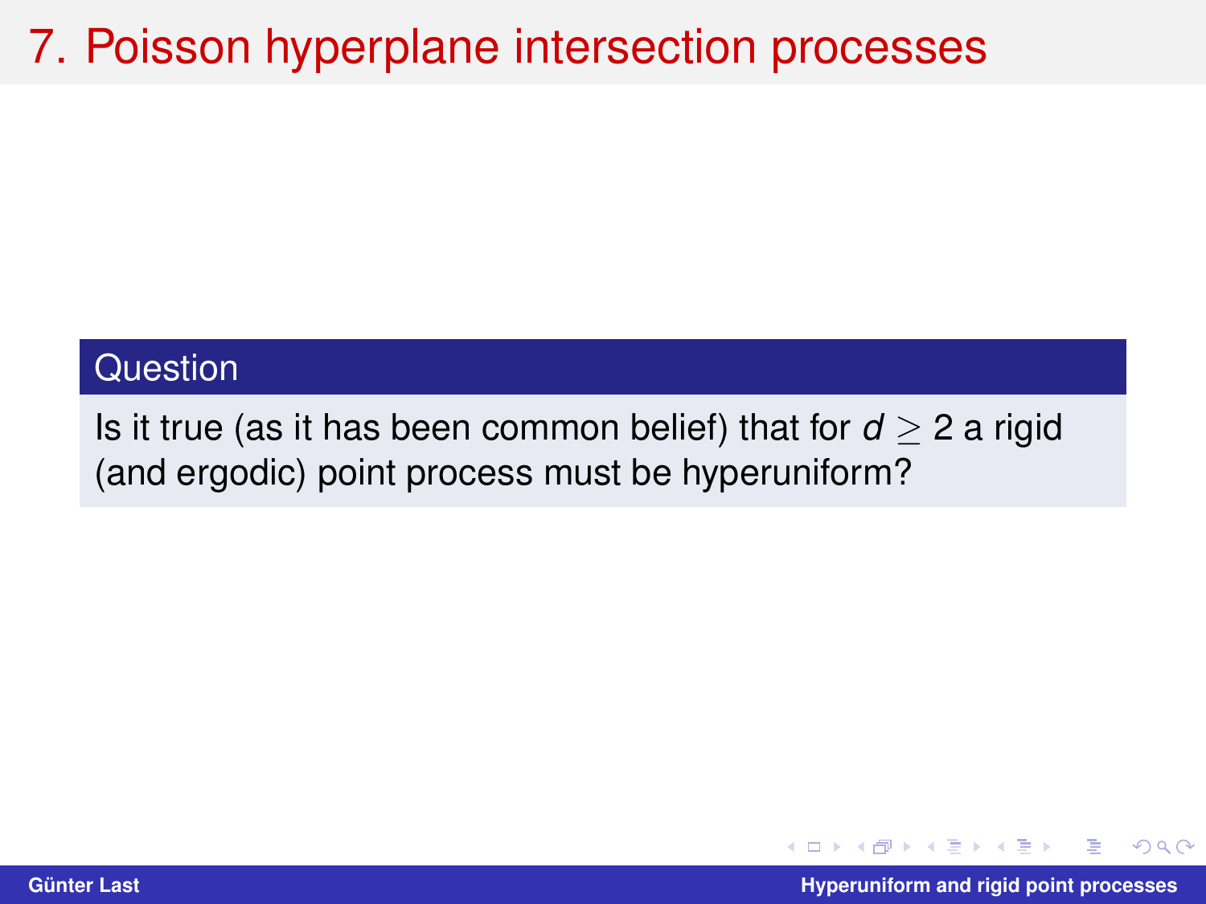# 7. Poisson hyperplane intersection processes

**Question**

Is it true (as it has been common belief) that for $d \geq 2$ a rigid (and ergodic) point process must be hyperuniform?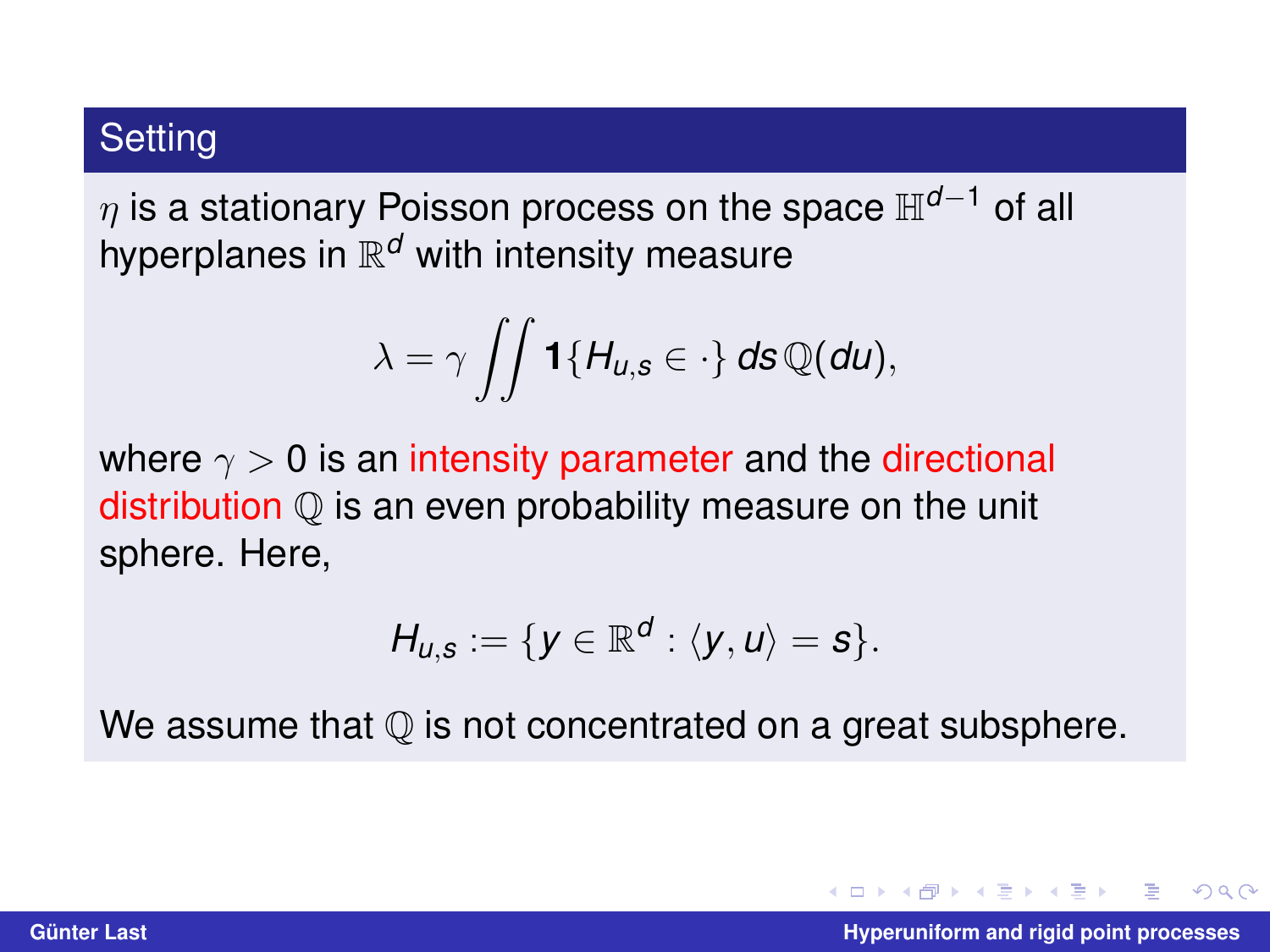## Setting

$\eta$ is a stationary Poisson process on the space $\mathbb{H}^{d-1}$ of all hyperplanes in $\mathbb{R}^d$ with intensity measure

$$\lambda = \gamma \iint \mathbf{1}\{H_{u,s} \in \cdot\} \, ds \, \mathbb{Q}(du),$$

where $\gamma > 0$ is an intensity parameter and the directional distribution $\mathbb{Q}$ is an even probability measure on the unit sphere. Here,

$$H_{u,s} := \{y \in \mathbb{R}^d : \langle y, u \rangle = s\}.$$

We assume that $\mathbb{Q}$ is not concentrated on a great subsphere.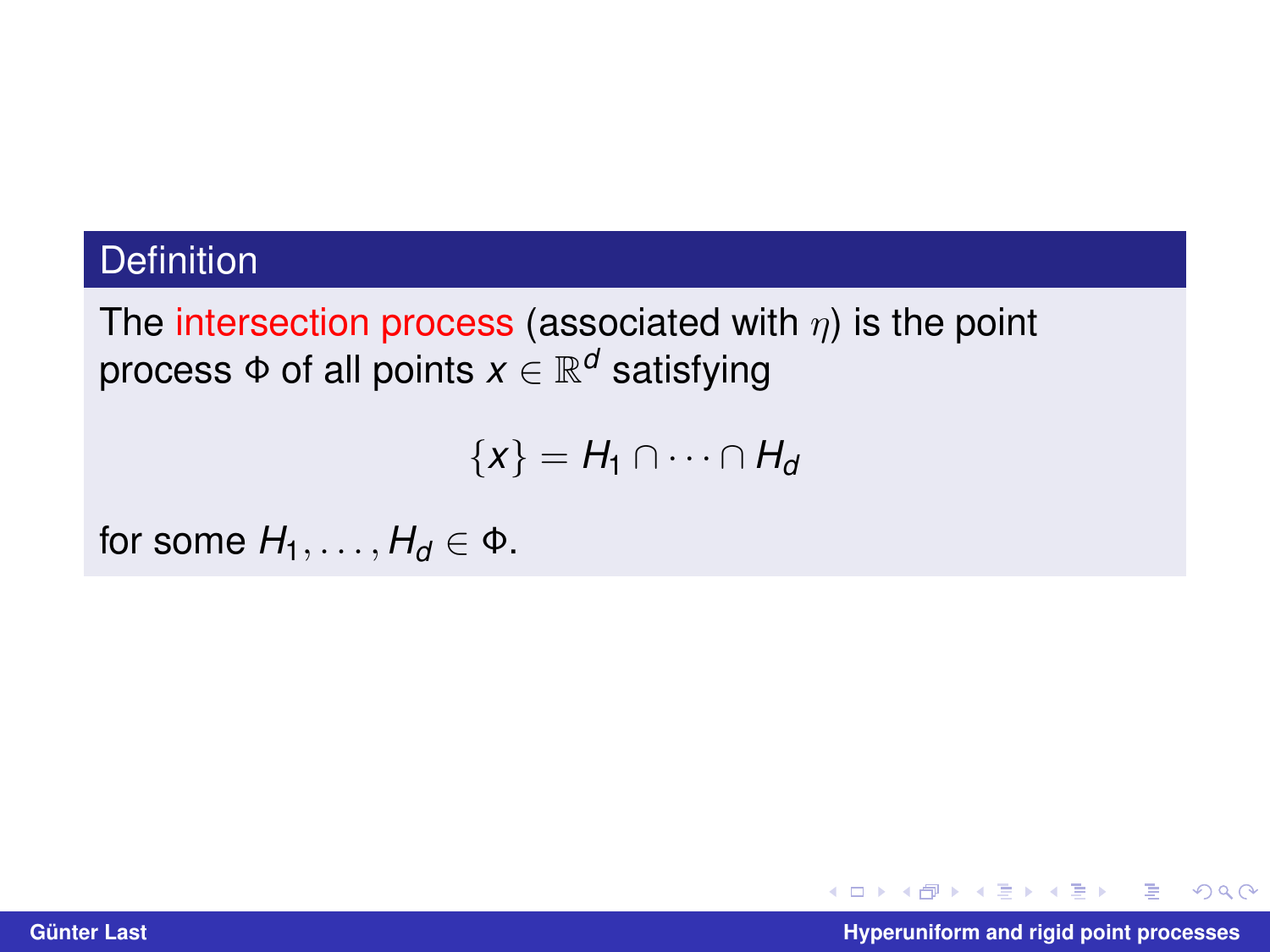### Definition

The **intersection process** (associated with $\eta$) is the point process $\Phi$ of all points $x \in \mathbb{R}^d$ satisfying

$$\{x\} = H_1 \cap \cdots \cap H_d$$

for some $H_1, \ldots, H_d \in \Phi$.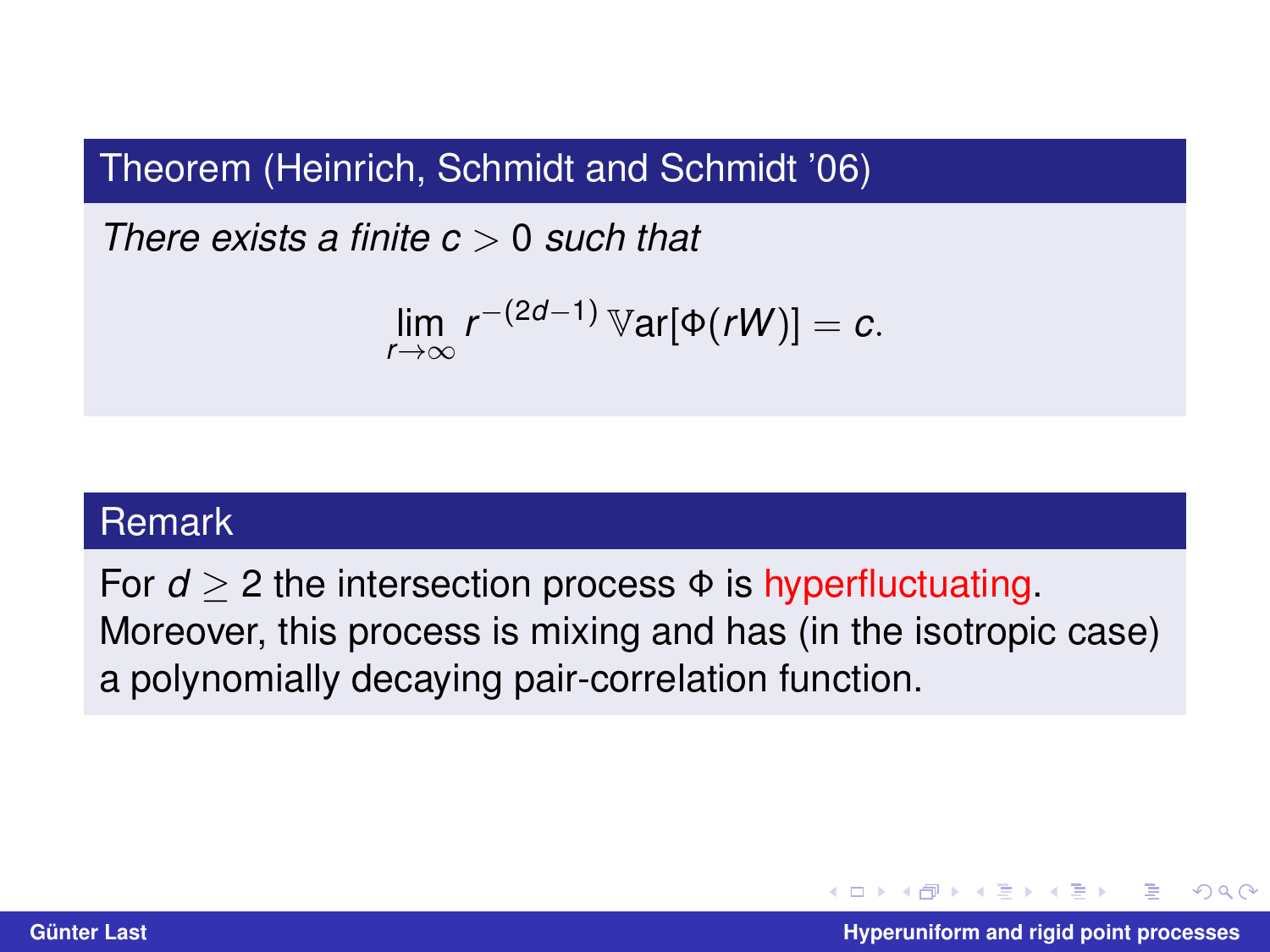**Theorem (Heinrich, Schmidt and Schmidt '06)**

*There exists a finite $c > 0$ such that*

$$\lim_{r \to \infty} r^{-(2d-1)} \mathbb{V}\mathrm{ar}[\Phi(rW)] = c.$$

**Remark**

For $d \geq 2$ the intersection process $\Phi$ is hyperfluctuating. Moreover, this process is mixing and has (in the isotropic case) a polynomially decaying pair-correlation function.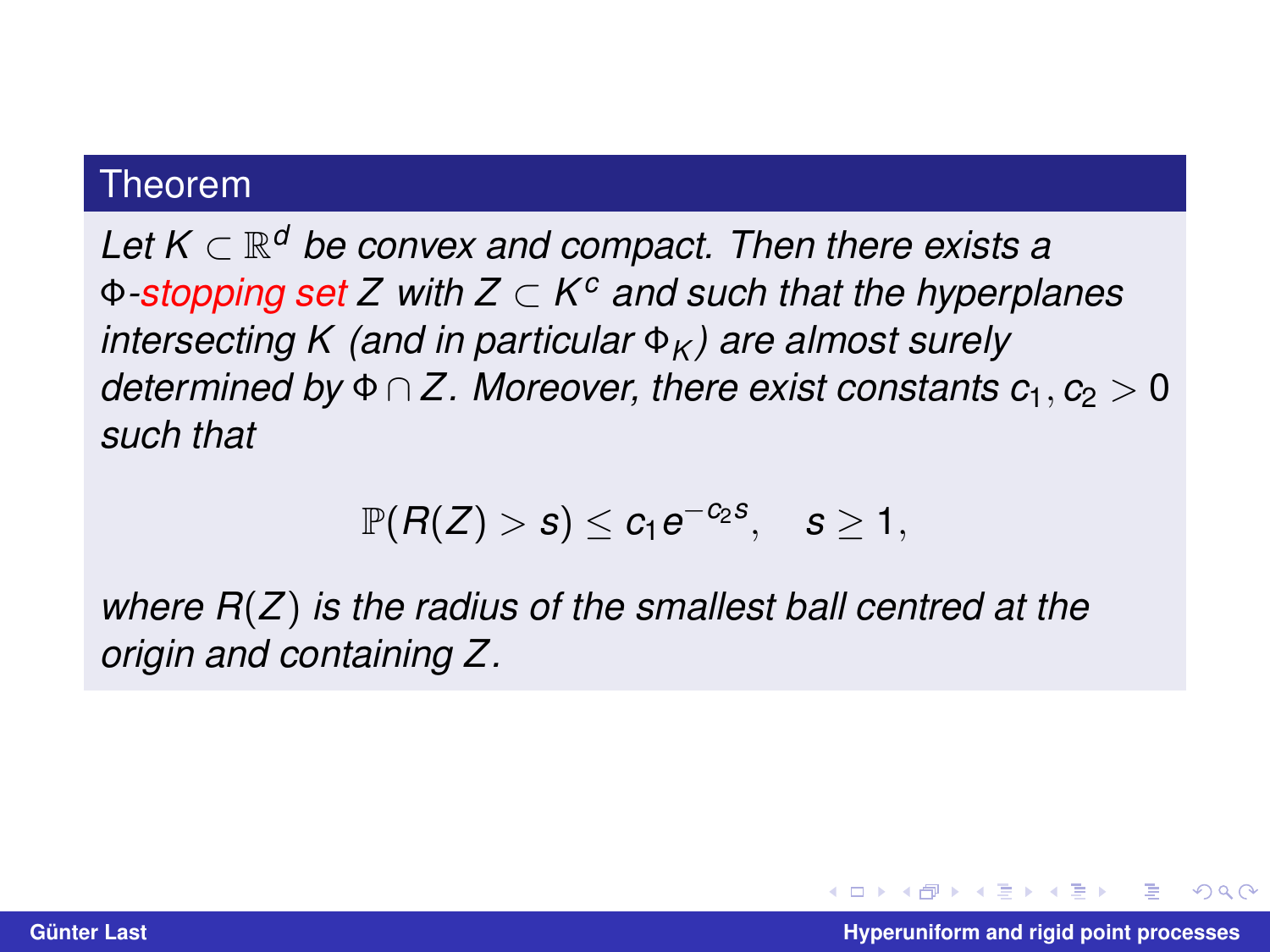**Theorem**

*Let $K \subset \mathbb{R}^d$ be convex and compact. Then there exists a $\Phi$-stopping set $Z$ with $Z \subset K^c$ and such that the hyperplanes intersecting $K$ (and in particular $\Phi_K$) are almost surely determined by $\Phi \cap Z$. Moreover, there exist constants $c_1, c_2 > 0$ such that*

$$\mathbb{P}(R(Z) > s) \leq c_1 e^{-c_2 s}, \quad s \geq 1,$$

*where $R(Z)$ is the radius of the smallest ball centred at the origin and containing $Z$.*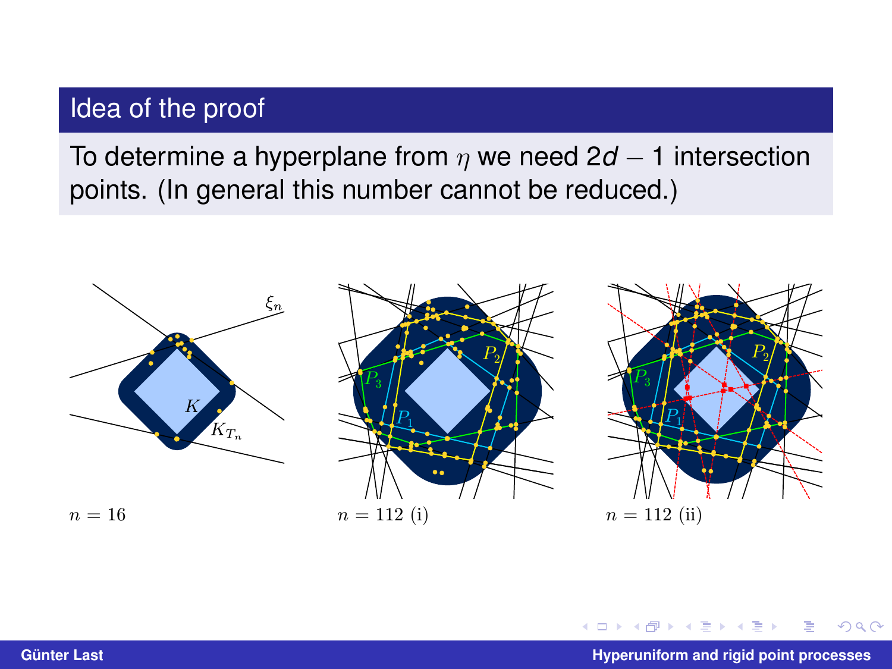## Idea of the proof

To determine a hyperplane from $\eta$ we need $2d - 1$ intersection points. (In general this number cannot be reduced.)

$n = 16$ $\quad$ $n = 112$ (i) $\quad$ $n = 112$ (ii)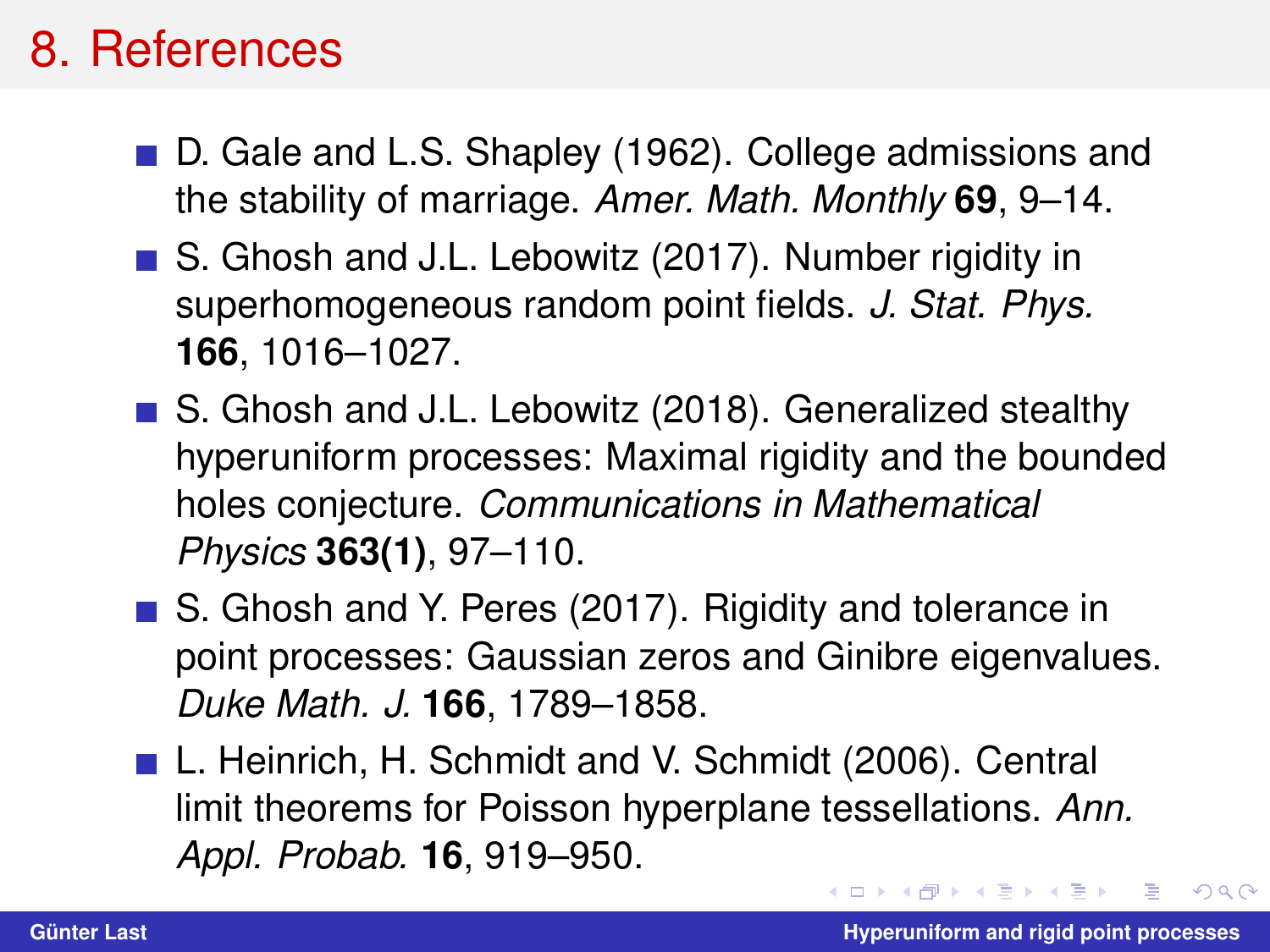# 8. References

- D. Gale and L.S. Shapley (1962). College admissions and the stability of marriage. *Amer. Math. Monthly* **69**, 9–14.
- S. Ghosh and J.L. Lebowitz (2017). Number rigidity in superhomogeneous random point fields. *J. Stat. Phys.* **166**, 1016–1027.
- S. Ghosh and J.L. Lebowitz (2018). Generalized stealthy hyperuniform processes: Maximal rigidity and the bounded holes conjecture. *Communications in Mathematical Physics* **363(1)**, 97–110.
- S. Ghosh and Y. Peres (2017). Rigidity and tolerance in point processes: Gaussian zeros and Ginibre eigenvalues. *Duke Math. J.* **166**, 1789–1858.
- L. Heinrich, H. Schmidt and V. Schmidt (2006). Central limit theorems for Poisson hyperplane tessellations. *Ann. Appl. Probab.* **16**, 919–950.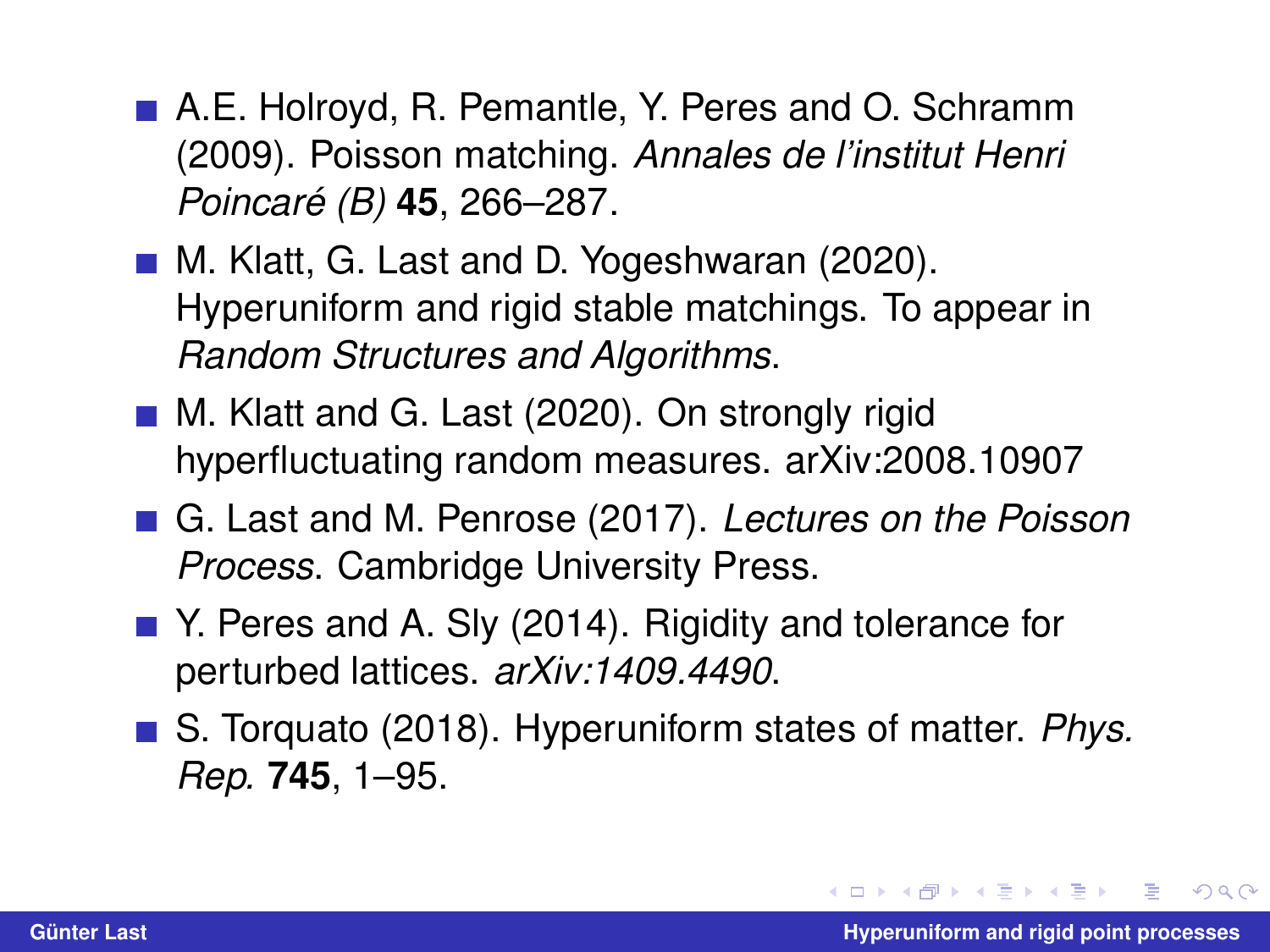- A.E. Holroyd, R. Pemantle, Y. Peres and O. Schramm (2009). Poisson matching. *Annales de l'institut Henri Poincaré (B)* **45**, 266–287.
- M. Klatt, G. Last and D. Yogeshwaran (2020). Hyperuniform and rigid stable matchings. To appear in *Random Structures and Algorithms*.
- M. Klatt and G. Last (2020). On strongly rigid hyperfluctuating random measures. arXiv:2008.10907
- G. Last and M. Penrose (2017). *Lectures on the Poisson Process*. Cambridge University Press.
- Y. Peres and A. Sly (2014). Rigidity and tolerance for perturbed lattices. *arXiv:1409.4490*.
- S. Torquato (2018). Hyperuniform states of matter. *Phys. Rep.* **745**, 1–95.